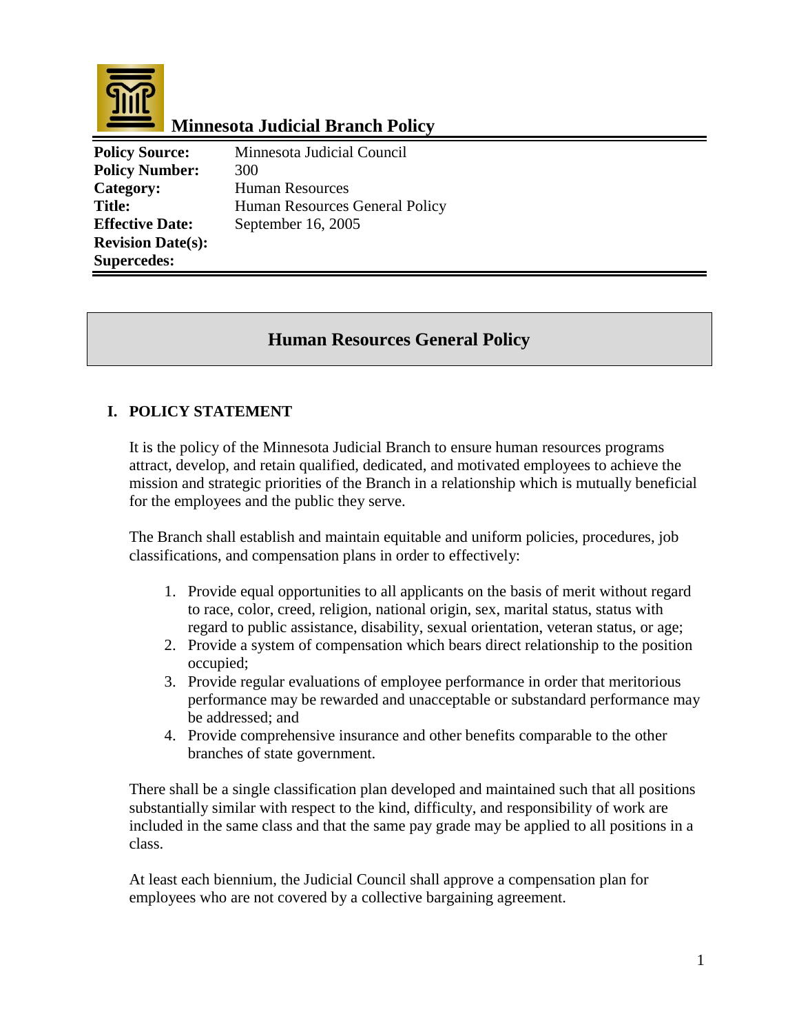# Minnesota Judicial Branch Policy

| | |
|---|---|
| **Policy Source:** | Minnesota Judicial Council |
| **Policy Number:** | 300 |
| **Category:** | Human Resources |
| **Title:** | Human Resources General Policy |
| **Effective Date:** | September 16, 2005 |
| **Revision Date(s):** | |
| **Supercedes:** | |

## Human Resources General Policy

### I. POLICY STATEMENT

It is the policy of the Minnesota Judicial Branch to ensure human resources programs attract, develop, and retain qualified, dedicated, and motivated employees to achieve the mission and strategic priorities of the Branch in a relationship which is mutually beneficial for the employees and the public they serve.

The Branch shall establish and maintain equitable and uniform policies, procedures, job classifications, and compensation plans in order to effectively:

1. Provide equal opportunities to all applicants on the basis of merit without regard to race, color, creed, religion, national origin, sex, marital status, status with regard to public assistance, disability, sexual orientation, veteran status, or age;
2. Provide a system of compensation which bears direct relationship to the position occupied;
3. Provide regular evaluations of employee performance in order that meritorious performance may be rewarded and unacceptable or substandard performance may be addressed; and
4. Provide comprehensive insurance and other benefits comparable to the other branches of state government.

There shall be a single classification plan developed and maintained such that all positions substantially similar with respect to the kind, difficulty, and responsibility of work are included in the same class and that the same pay grade may be applied to all positions in a class.

At least each biennium, the Judicial Council shall approve a compensation plan for employees who are not covered by a collective bargaining agreement.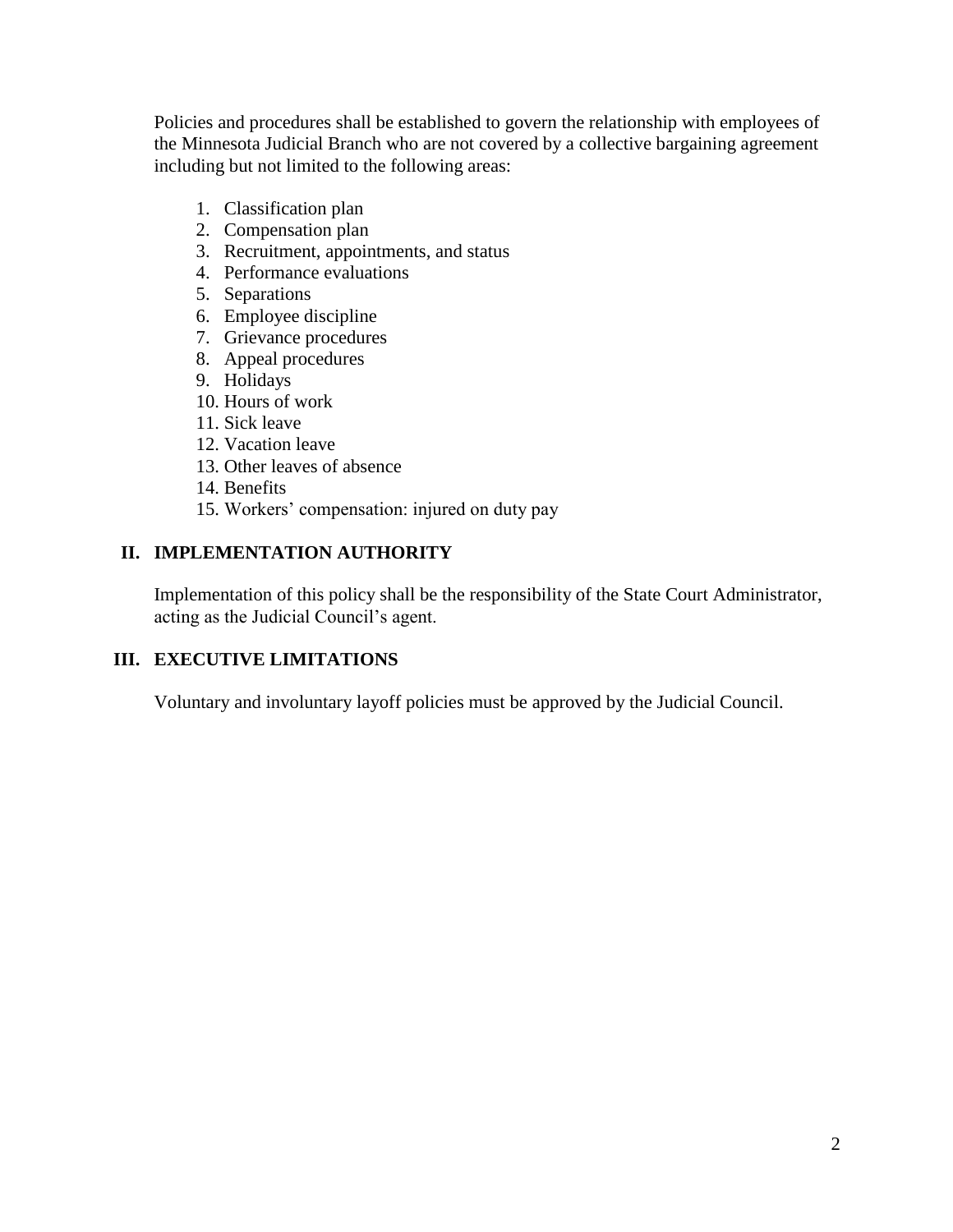Policies and procedures shall be established to govern the relationship with employees of the Minnesota Judicial Branch who are not covered by a collective bargaining agreement including but not limited to the following areas:

1. Classification plan
2. Compensation plan
3. Recruitment, appointments, and status
4. Performance evaluations
5. Separations
6. Employee discipline
7. Grievance procedures
8. Appeal procedures
9. Holidays
10. Hours of work
11. Sick leave
12. Vacation leave
13. Other leaves of absence
14. Benefits
15. Workers' compensation: injured on duty pay

## II. IMPLEMENTATION AUTHORITY

Implementation of this policy shall be the responsibility of the State Court Administrator, acting as the Judicial Council's agent.

## III. EXECUTIVE LIMITATIONS

Voluntary and involuntary layoff policies must be approved by the Judicial Council.